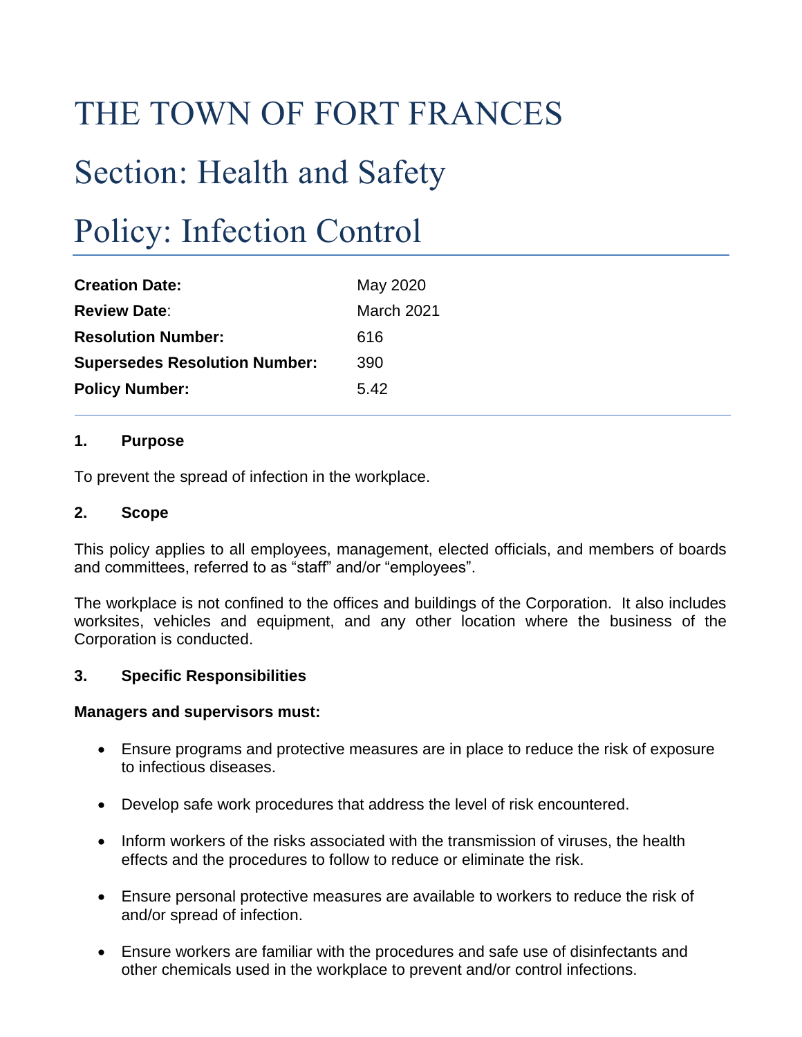# THE TOWN OF FORT FRANCES

# Section: Health and Safety

# Policy: Infection Control

| | |
|---|---|
| **Creation Date:** | May 2020 |
| **Review Date**: | March 2021 |
| **Resolution Number:** | 616 |
| **Supersedes Resolution Number:** | 390 |
| **Policy Number:** | 5.42 |

## 1. Purpose

To prevent the spread of infection in the workplace.

## 2. Scope

This policy applies to all employees, management, elected officials, and members of boards and committees, referred to as "staff" and/or "employees".

The workplace is not confined to the offices and buildings of the Corporation. It also includes worksites, vehicles and equipment, and any other location where the business of the Corporation is conducted.

## 3. Specific Responsibilities

**Managers and supervisors must:**

- Ensure programs and protective measures are in place to reduce the risk of exposure to infectious diseases.
- Develop safe work procedures that address the level of risk encountered.
- Inform workers of the risks associated with the transmission of viruses, the health effects and the procedures to follow to reduce or eliminate the risk.
- Ensure personal protective measures are available to workers to reduce the risk of and/or spread of infection.
- Ensure workers are familiar with the procedures and safe use of disinfectants and other chemicals used in the workplace to prevent and/or control infections.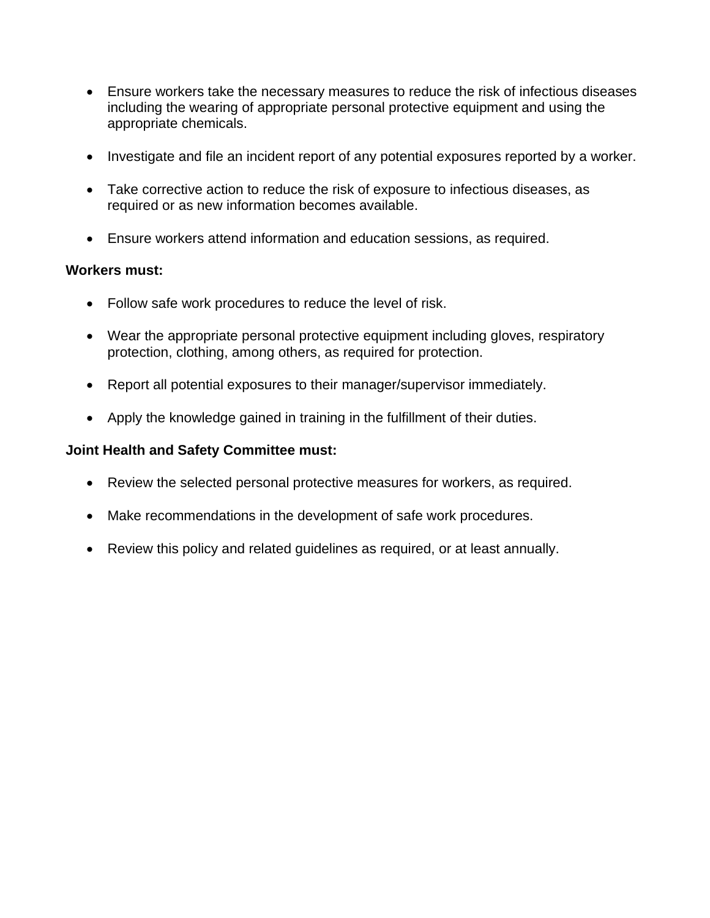- Ensure workers take the necessary measures to reduce the risk of infectious diseases including the wearing of appropriate personal protective equipment and using the appropriate chemicals.

- Investigate and file an incident report of any potential exposures reported by a worker.

- Take corrective action to reduce the risk of exposure to infectious diseases, as required or as new information becomes available.

- Ensure workers attend information and education sessions, as required.

**Workers must:**

- Follow safe work procedures to reduce the level of risk.

- Wear the appropriate personal protective equipment including gloves, respiratory protection, clothing, among others, as required for protection.

- Report all potential exposures to their manager/supervisor immediately.

- Apply the knowledge gained in training in the fulfillment of their duties.

**Joint Health and Safety Committee must:**

- Review the selected personal protective measures for workers, as required.

- Make recommendations in the development of safe work procedures.

- Review this policy and related guidelines as required, or at least annually.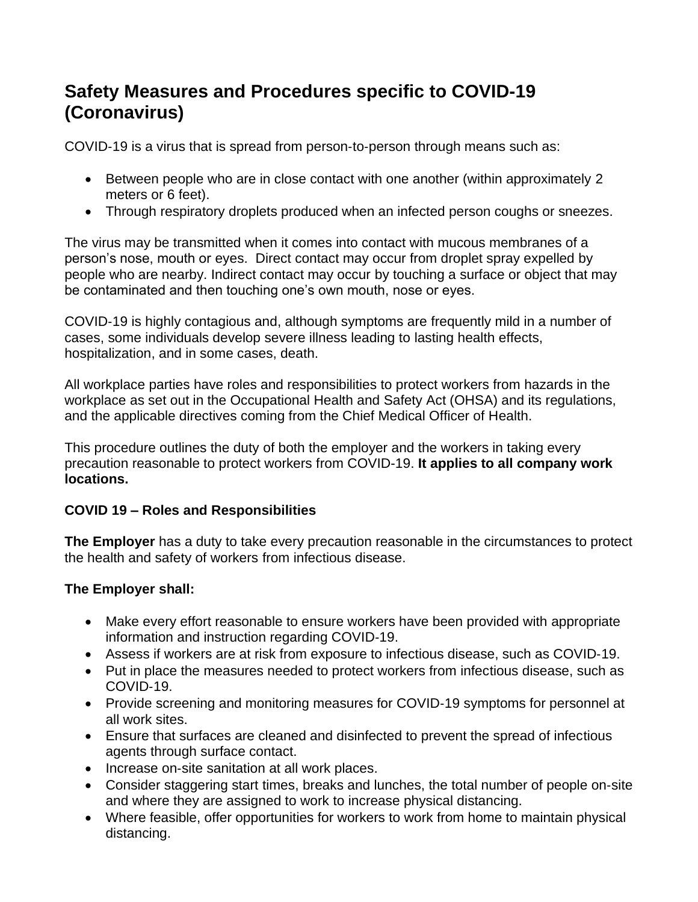# Safety Measures and Procedures specific to COVID-19 (Coronavirus)

COVID-19 is a virus that is spread from person-to-person through means such as:

- Between people who are in close contact with one another (within approximately 2 meters or 6 feet).
- Through respiratory droplets produced when an infected person coughs or sneezes.

The virus may be transmitted when it comes into contact with mucous membranes of a person's nose, mouth or eyes. Direct contact may occur from droplet spray expelled by people who are nearby. Indirect contact may occur by touching a surface or object that may be contaminated and then touching one's own mouth, nose or eyes.

COVID-19 is highly contagious and, although symptoms are frequently mild in a number of cases, some individuals develop severe illness leading to lasting health effects, hospitalization, and in some cases, death.

All workplace parties have roles and responsibilities to protect workers from hazards in the workplace as set out in the Occupational Health and Safety Act (OHSA) and its regulations, and the applicable directives coming from the Chief Medical Officer of Health.

This procedure outlines the duty of both the employer and the workers in taking every precaution reasonable to protect workers from COVID-19. **It applies to all company work locations.**

**COVID 19 – Roles and Responsibilities**

**The Employer** has a duty to take every precaution reasonable in the circumstances to protect the health and safety of workers from infectious disease.

**The Employer shall:**

- Make every effort reasonable to ensure workers have been provided with appropriate information and instruction regarding COVID-19.
- Assess if workers are at risk from exposure to infectious disease, such as COVID-19.
- Put in place the measures needed to protect workers from infectious disease, such as COVID-19.
- Provide screening and monitoring measures for COVID-19 symptoms for personnel at all work sites.
- Ensure that surfaces are cleaned and disinfected to prevent the spread of infectious agents through surface contact.
- Increase on-site sanitation at all work places.
- Consider staggering start times, breaks and lunches, the total number of people on-site and where they are assigned to work to increase physical distancing.
- Where feasible, offer opportunities for workers to work from home to maintain physical distancing.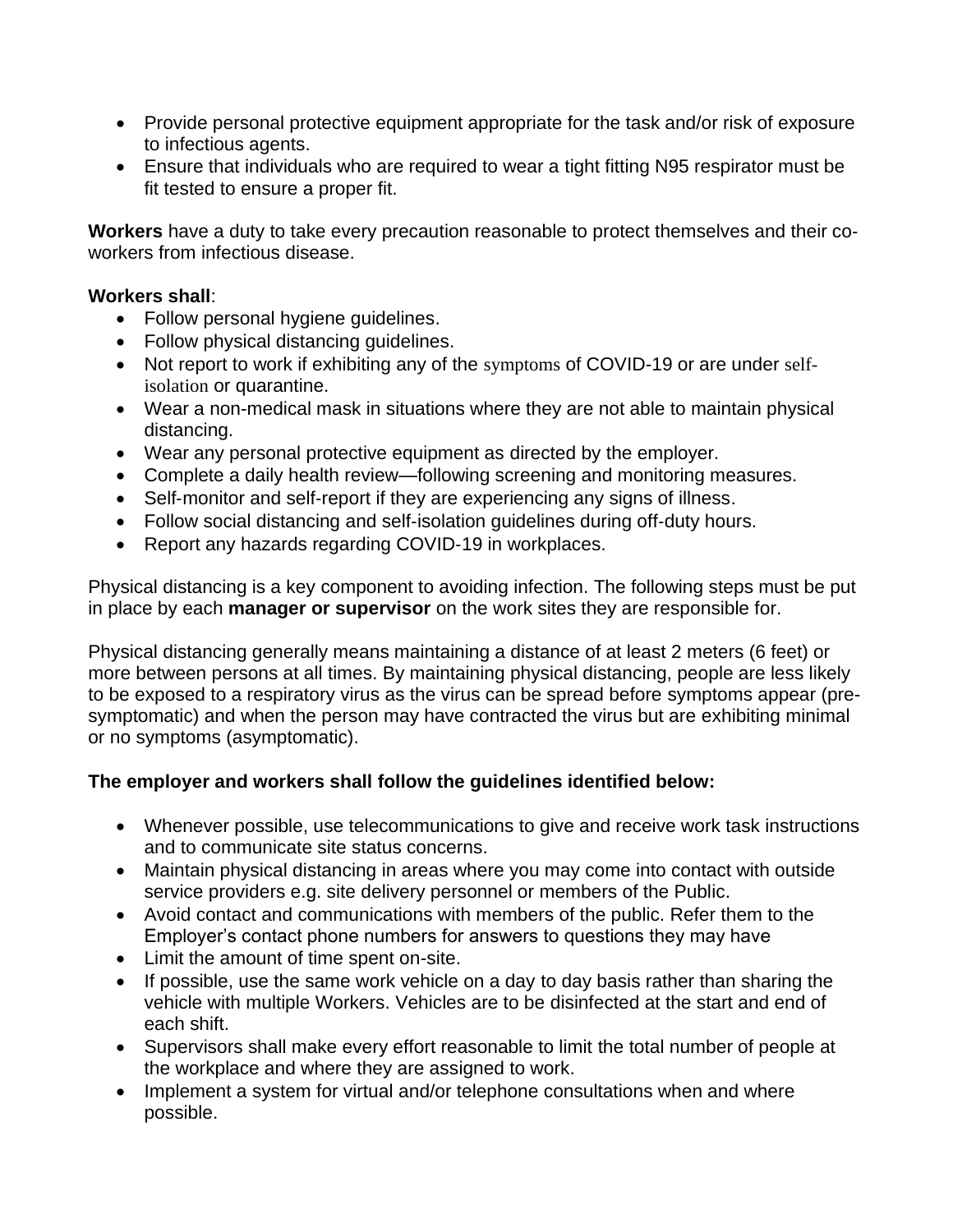- Provide personal protective equipment appropriate for the task and/or risk of exposure to infectious agents.
- Ensure that individuals who are required to wear a tight fitting N95 respirator must be fit tested to ensure a proper fit.

**Workers** have a duty to take every precaution reasonable to protect themselves and their co-workers from infectious disease.

**Workers shall**:

- Follow personal hygiene guidelines.
- Follow physical distancing guidelines.
- Not report to work if exhibiting any of the symptoms of COVID-19 or are under self-isolation or quarantine.
- Wear a non-medical mask in situations where they are not able to maintain physical distancing.
- Wear any personal protective equipment as directed by the employer.
- Complete a daily health review—following screening and monitoring measures.
- Self-monitor and self-report if they are experiencing any signs of illness.
- Follow social distancing and self-isolation guidelines during off-duty hours.
- Report any hazards regarding COVID-19 in workplaces.

Physical distancing is a key component to avoiding infection. The following steps must be put in place by each **manager or supervisor** on the work sites they are responsible for.

Physical distancing generally means maintaining a distance of at least 2 meters (6 feet) or more between persons at all times. By maintaining physical distancing, people are less likely to be exposed to a respiratory virus as the virus can be spread before symptoms appear (pre-symptomatic) and when the person may have contracted the virus but are exhibiting minimal or no symptoms (asymptomatic).

**The employer and workers shall follow the guidelines identified below:**

- Whenever possible, use telecommunications to give and receive work task instructions and to communicate site status concerns.
- Maintain physical distancing in areas where you may come into contact with outside service providers e.g. site delivery personnel or members of the Public.
- Avoid contact and communications with members of the public. Refer them to the Employer's contact phone numbers for answers to questions they may have
- Limit the amount of time spent on-site.
- If possible, use the same work vehicle on a day to day basis rather than sharing the vehicle with multiple Workers. Vehicles are to be disinfected at the start and end of each shift.
- Supervisors shall make every effort reasonable to limit the total number of people at the workplace and where they are assigned to work.
- Implement a system for virtual and/or telephone consultations when and where possible.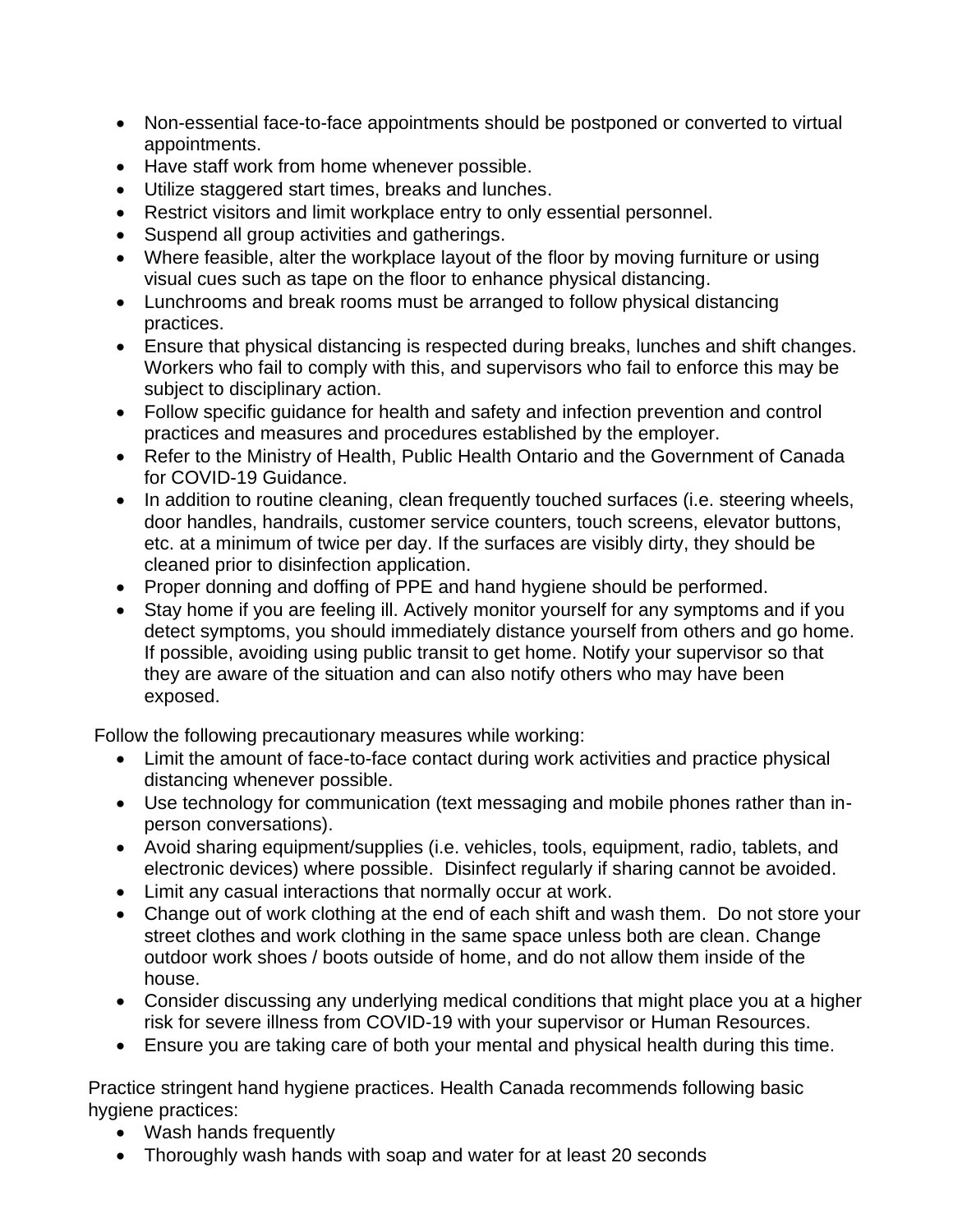- Non-essential face-to-face appointments should be postponed or converted to virtual appointments.
- Have staff work from home whenever possible.
- Utilize staggered start times, breaks and lunches.
- Restrict visitors and limit workplace entry to only essential personnel.
- Suspend all group activities and gatherings.
- Where feasible, alter the workplace layout of the floor by moving furniture or using visual cues such as tape on the floor to enhance physical distancing.
- Lunchrooms and break rooms must be arranged to follow physical distancing practices.
- Ensure that physical distancing is respected during breaks, lunches and shift changes. Workers who fail to comply with this, and supervisors who fail to enforce this may be subject to disciplinary action.
- Follow specific guidance for health and safety and infection prevention and control practices and measures and procedures established by the employer.
- Refer to the Ministry of Health, Public Health Ontario and the Government of Canada for COVID-19 Guidance.
- In addition to routine cleaning, clean frequently touched surfaces (i.e. steering wheels, door handles, handrails, customer service counters, touch screens, elevator buttons, etc. at a minimum of twice per day. If the surfaces are visibly dirty, they should be cleaned prior to disinfection application.
- Proper donning and doffing of PPE and hand hygiene should be performed.
- Stay home if you are feeling ill. Actively monitor yourself for any symptoms and if you detect symptoms, you should immediately distance yourself from others and go home. If possible, avoiding using public transit to get home. Notify your supervisor so that they are aware of the situation and can also notify others who may have been exposed.

Follow the following precautionary measures while working:

- Limit the amount of face-to-face contact during work activities and practice physical distancing whenever possible.
- Use technology for communication (text messaging and mobile phones rather than in-person conversations).
- Avoid sharing equipment/supplies (i.e. vehicles, tools, equipment, radio, tablets, and electronic devices) where possible. Disinfect regularly if sharing cannot be avoided.
- Limit any casual interactions that normally occur at work.
- Change out of work clothing at the end of each shift and wash them. Do not store your street clothes and work clothing in the same space unless both are clean. Change outdoor work shoes / boots outside of home, and do not allow them inside of the house.
- Consider discussing any underlying medical conditions that might place you at a higher risk for severe illness from COVID-19 with your supervisor or Human Resources.
- Ensure you are taking care of both your mental and physical health during this time.

Practice stringent hand hygiene practices. Health Canada recommends following basic hygiene practices:

- Wash hands frequently
- Thoroughly wash hands with soap and water for at least 20 seconds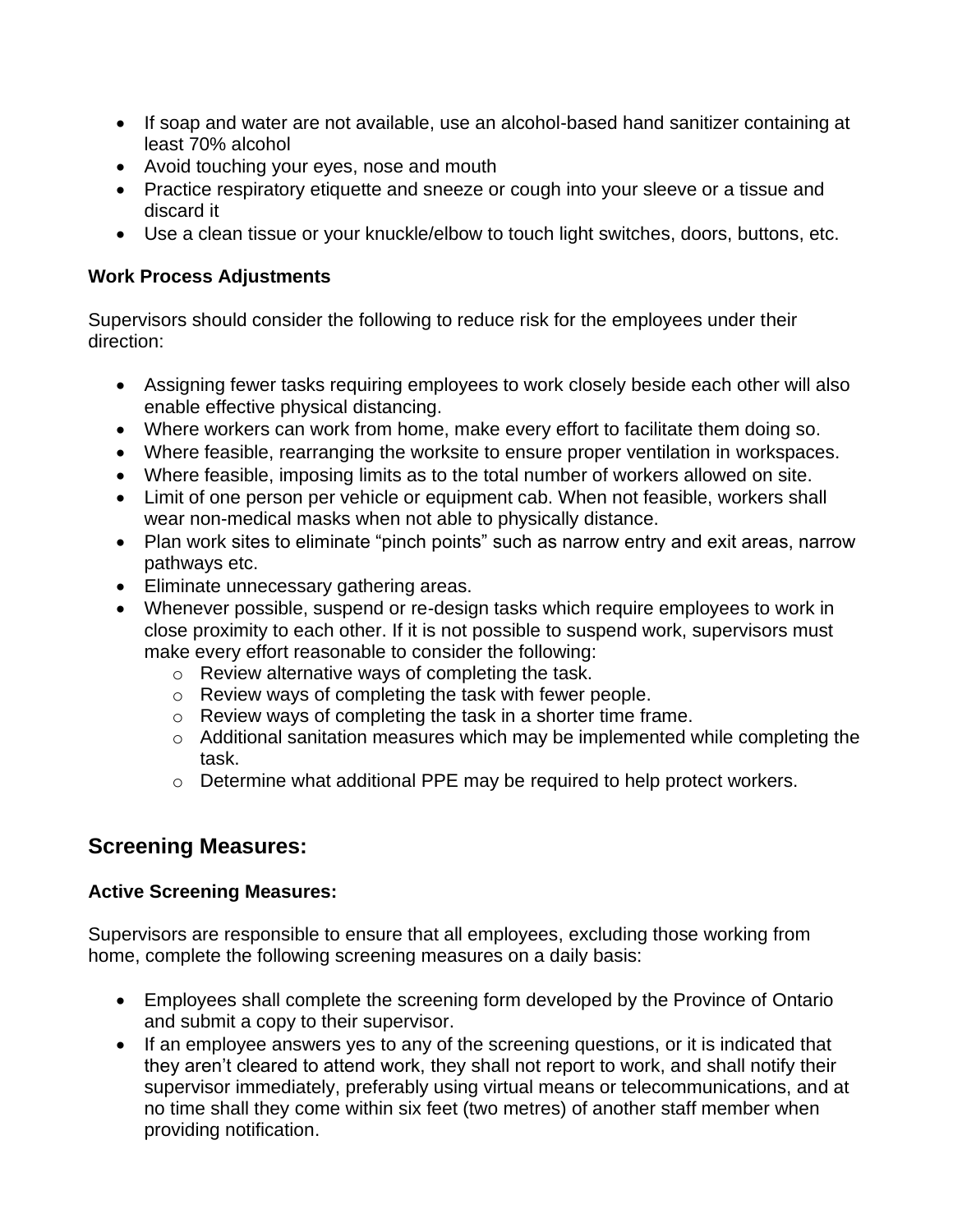- If soap and water are not available, use an alcohol-based hand sanitizer containing at least 70% alcohol
- Avoid touching your eyes, nose and mouth
- Practice respiratory etiquette and sneeze or cough into your sleeve or a tissue and discard it
- Use a clean tissue or your knuckle/elbow to touch light switches, doors, buttons, etc.

**Work Process Adjustments**

Supervisors should consider the following to reduce risk for the employees under their direction:

- Assigning fewer tasks requiring employees to work closely beside each other will also enable effective physical distancing.
- Where workers can work from home, make every effort to facilitate them doing so.
- Where feasible, rearranging the worksite to ensure proper ventilation in workspaces.
- Where feasible, imposing limits as to the total number of workers allowed on site.
- Limit of one person per vehicle or equipment cab. When not feasible, workers shall wear non-medical masks when not able to physically distance.
- Plan work sites to eliminate "pinch points" such as narrow entry and exit areas, narrow pathways etc.
- Eliminate unnecessary gathering areas.
- Whenever possible, suspend or re-design tasks which require employees to work in close proximity to each other. If it is not possible to suspend work, supervisors must make every effort reasonable to consider the following:
    - Review alternative ways of completing the task.
    - Review ways of completing the task with fewer people.
    - Review ways of completing the task in a shorter time frame.
    - Additional sanitation measures which may be implemented while completing the task.
    - Determine what additional PPE may be required to help protect workers.

## Screening Measures:

**Active Screening Measures:**

Supervisors are responsible to ensure that all employees, excluding those working from home, complete the following screening measures on a daily basis:

- Employees shall complete the screening form developed by the Province of Ontario and submit a copy to their supervisor.
- If an employee answers yes to any of the screening questions, or it is indicated that they aren't cleared to attend work, they shall not report to work, and shall notify their supervisor immediately, preferably using virtual means or telecommunications, and at no time shall they come within six feet (two metres) of another staff member when providing notification.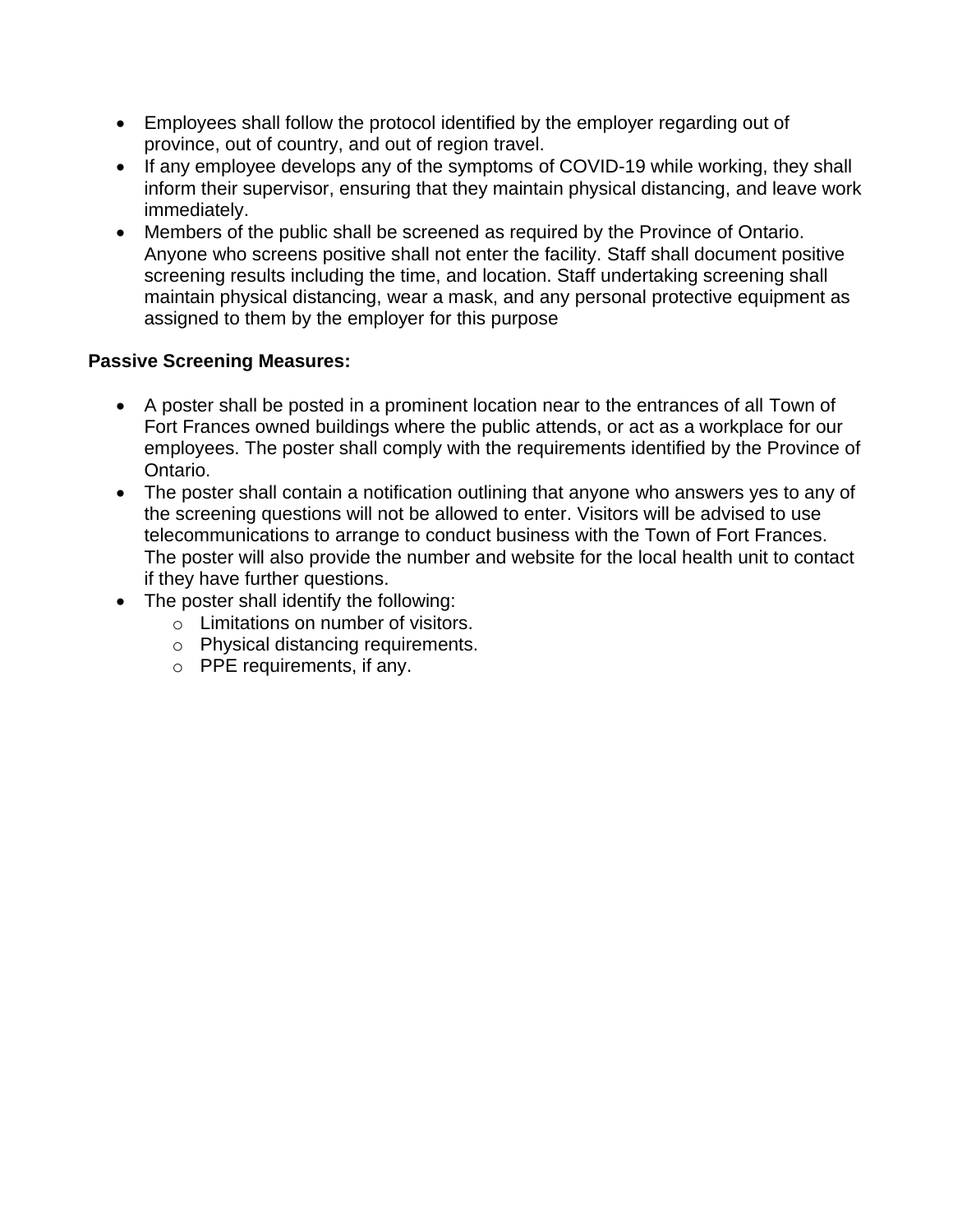- Employees shall follow the protocol identified by the employer regarding out of province, out of country, and out of region travel.
- If any employee develops any of the symptoms of COVID-19 while working, they shall inform their supervisor, ensuring that they maintain physical distancing, and leave work immediately.
- Members of the public shall be screened as required by the Province of Ontario. Anyone who screens positive shall not enter the facility. Staff shall document positive screening results including the time, and location. Staff undertaking screening shall maintain physical distancing, wear a mask, and any personal protective equipment as assigned to them by the employer for this purpose

**Passive Screening Measures:**

- A poster shall be posted in a prominent location near to the entrances of all Town of Fort Frances owned buildings where the public attends, or act as a workplace for our employees. The poster shall comply with the requirements identified by the Province of Ontario.
- The poster shall contain a notification outlining that anyone who answers yes to any of the screening questions will not be allowed to enter. Visitors will be advised to use telecommunications to arrange to conduct business with the Town of Fort Frances. The poster will also provide the number and website for the local health unit to contact if they have further questions.
- The poster shall identify the following:
  - Limitations on number of visitors.
  - Physical distancing requirements.
  - PPE requirements, if any.